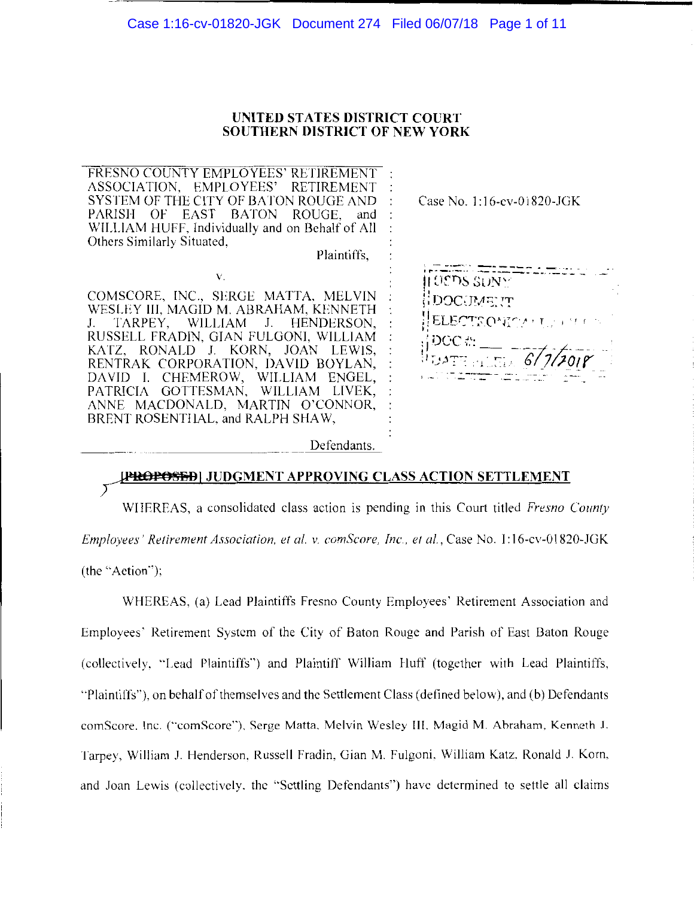# UNITED STATES DISTRICT COURT
# SOUTHERN DISTRICT OF NEW YORK

FRESNO COUNTY EMPLOYEES' RETIREMENT ASSOCIATION, EMPLOYEES' RETIREMENT SYSTEM OF THE CITY OF BATON ROUGE AND PARISH OF EAST BATON ROUGE, and WILLIAM HUFF, Individually and on Behalf of All Others Similarly Situated,

Plaintiffs,

v.

COMSCORE, INC., SERGE MATTA, MELVIN WESLEY III, MAGID M. ABRAHAM, KENNETH J. TARPEY, WILLIAM J. HENDERSON, RUSSELL FRADIN, GIAN FULGONI, WILLIAM KATZ, RONALD J. KORN, JOAN LEWIS, RENTRAK CORPORATION, DAVID BOYLAN, DAVID I. CHEMEROW, WILLIAM ENGEL, PATRICIA GOTTESMAN, WILLIAM LIVEK, ANNE MACDONALD, MARTIN O'CONNOR, BRENT ROSENTHAL, and RALPH SHAW,

Defendants.

Case No. 1:16-cv-01820-JGK

USDS SDNY
DOCUMENT
ELECTRONICALLY FILED
DOC #: \_\_\_
DATE FILED: 6/7/2018

## ~~[PROPOSED]~~ JUDGMENT APPROVING CLASS ACTION SETTLEMENT

WHEREAS, a consolidated class action is pending in this Court titled *Fresno County Employees' Retirement Association, et al. v. comScore, Inc., et al.*, Case No. 1:16-cv-01820-JGK (the "Action");

WHEREAS, (a) Lead Plaintiffs Fresno County Employees' Retirement Association and Employees' Retirement System of the City of Baton Rouge and Parish of East Baton Rouge (collectively, "Lead Plaintiffs") and Plaintiff William Huff (together with Lead Plaintiffs, "Plaintiffs"), on behalf of themselves and the Settlement Class (defined below), and (b) Defendants comScore, Inc. ("comScore"), Serge Matta, Melvin Wesley III, Magid M. Abraham, Kenneth J. Tarpey, William J. Henderson, Russell Fradin, Gian M. Fulgoni, William Katz, Ronald J. Korn, and Joan Lewis (collectively, the "Settling Defendants") have determined to settle all claims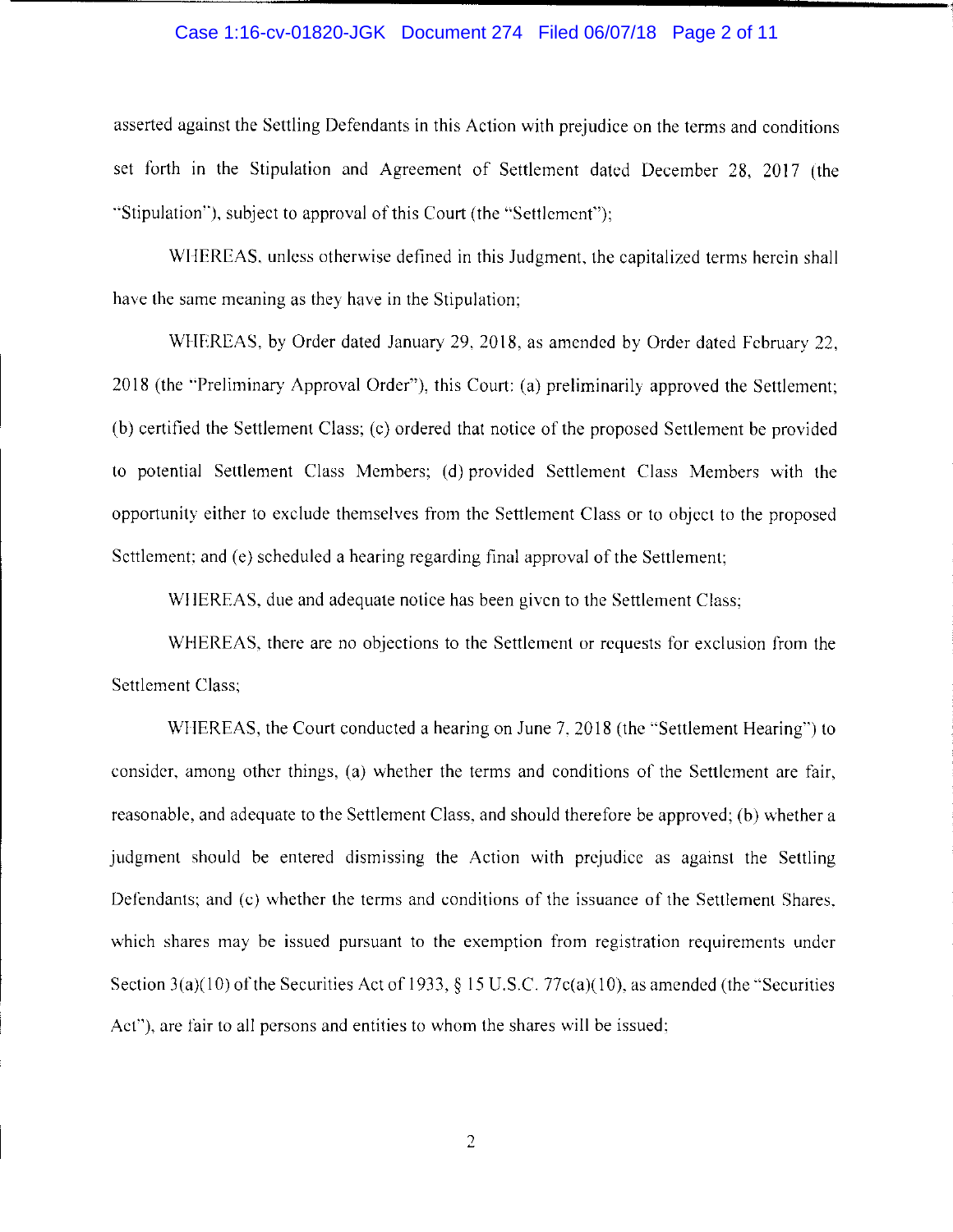asserted against the Settling Defendants in this Action with prejudice on the terms and conditions set forth in the Stipulation and Agreement of Settlement dated December 28, 2017 (the "Stipulation"), subject to approval of this Court (the "Settlement");

WHEREAS, unless otherwise defined in this Judgment, the capitalized terms herein shall have the same meaning as they have in the Stipulation;

WHEREAS, by Order dated January 29, 2018, as amended by Order dated February 22, 2018 (the "Preliminary Approval Order"), this Court: (a) preliminarily approved the Settlement; (b) certified the Settlement Class; (c) ordered that notice of the proposed Settlement be provided to potential Settlement Class Members; (d) provided Settlement Class Members with the opportunity either to exclude themselves from the Settlement Class or to object to the proposed Settlement; and (e) scheduled a hearing regarding final approval of the Settlement;

WHEREAS, due and adequate notice has been given to the Settlement Class;

WHEREAS, there are no objections to the Settlement or requests for exclusion from the Settlement Class;

WHEREAS, the Court conducted a hearing on June 7, 2018 (the "Settlement Hearing") to consider, among other things, (a) whether the terms and conditions of the Settlement are fair, reasonable, and adequate to the Settlement Class, and should therefore be approved; (b) whether a judgment should be entered dismissing the Action with prejudice as against the Settling Defendants; and (c) whether the terms and conditions of the issuance of the Settlement Shares, which shares may be issued pursuant to the exemption from registration requirements under Section 3(a)(10) of the Securities Act of 1933, § 15 U.S.C. 77c(a)(10), as amended (the "Securities Act"), are fair to all persons and entities to whom the shares will be issued;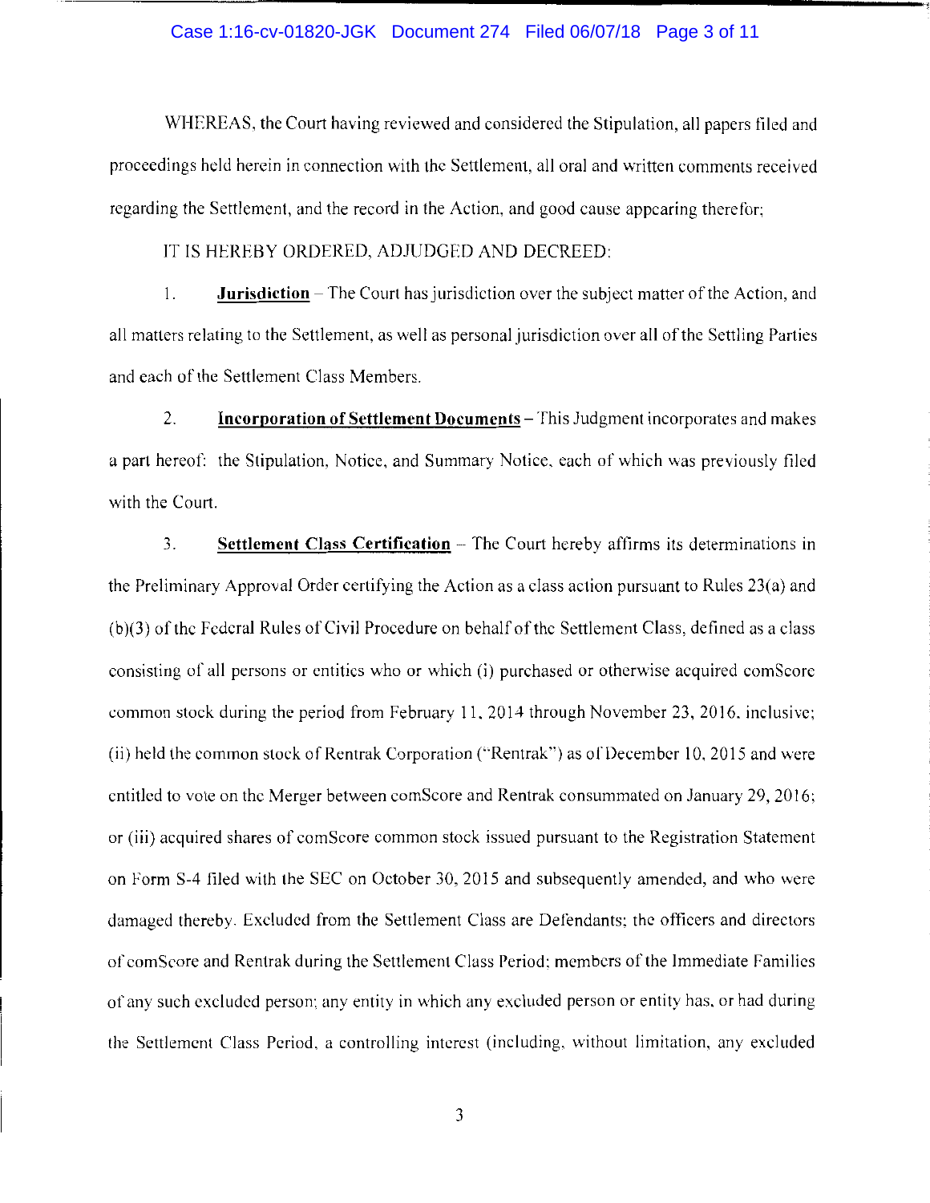WHEREAS, the Court having reviewed and considered the Stipulation, all papers filed and proceedings held herein in connection with the Settlement, all oral and written comments received regarding the Settlement, and the record in the Action, and good cause appearing therefor;

IT IS HEREBY ORDERED, ADJUDGED AND DECREED:

1. **Jurisdiction** – The Court has jurisdiction over the subject matter of the Action, and all matters relating to the Settlement, as well as personal jurisdiction over all of the Settling Parties and each of the Settlement Class Members.

2. **Incorporation of Settlement Documents** – This Judgment incorporates and makes a part hereof: the Stipulation, Notice, and Summary Notice, each of which was previously filed with the Court.

3. **Settlement Class Certification** – The Court hereby affirms its determinations in the Preliminary Approval Order certifying the Action as a class action pursuant to Rules 23(a) and (b)(3) of the Federal Rules of Civil Procedure on behalf of the Settlement Class, defined as a class consisting of all persons or entities who or which (i) purchased or otherwise acquired comScore common stock during the period from February 11, 2014 through November 23, 2016, inclusive; (ii) held the common stock of Rentrak Corporation ("Rentrak") as of December 10, 2015 and were entitled to vote on the Merger between comScore and Rentrak consummated on January 29, 2016; or (iii) acquired shares of comScore common stock issued pursuant to the Registration Statement on Form S-4 filed with the SEC on October 30, 2015 and subsequently amended, and who were damaged thereby. Excluded from the Settlement Class are Defendants; the officers and directors of comScore and Rentrak during the Settlement Class Period; members of the Immediate Families of any such excluded person; any entity in which any excluded person or entity has, or had during the Settlement Class Period, a controlling interest (including, without limitation, any excluded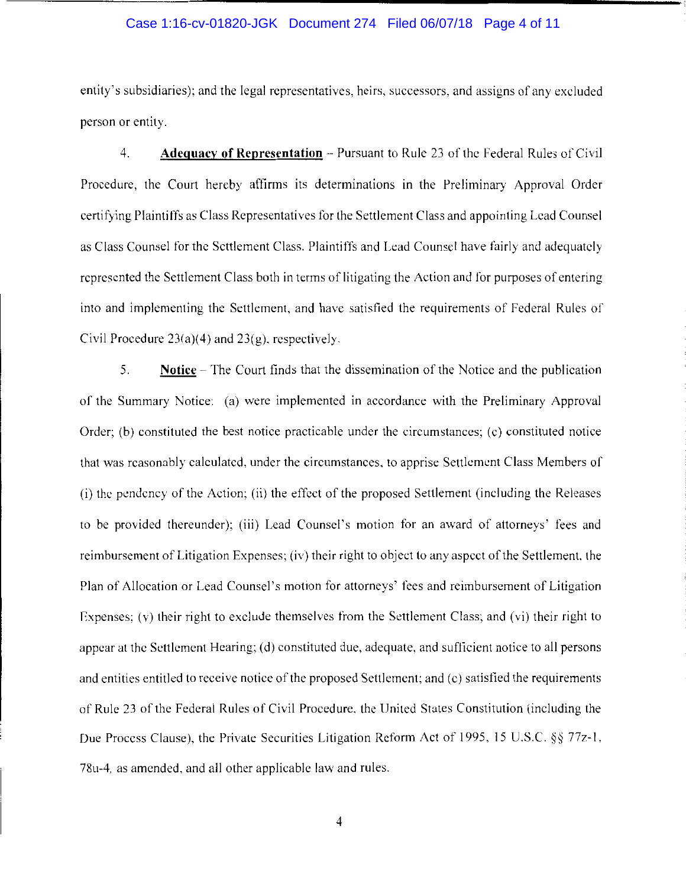entity's subsidiaries); and the legal representatives, heirs, successors, and assigns of any excluded person or entity.

4. **Adequacy of Representation** – Pursuant to Rule 23 of the Federal Rules of Civil Procedure, the Court hereby affirms its determinations in the Preliminary Approval Order certifying Plaintiffs as Class Representatives for the Settlement Class and appointing Lead Counsel as Class Counsel for the Settlement Class. Plaintiffs and Lead Counsel have fairly and adequately represented the Settlement Class both in terms of litigating the Action and for purposes of entering into and implementing the Settlement, and have satisfied the requirements of Federal Rules of Civil Procedure 23(a)(4) and 23(g), respectively.

5. **Notice** – The Court finds that the dissemination of the Notice and the publication of the Summary Notice: (a) were implemented in accordance with the Preliminary Approval Order; (b) constituted the best notice practicable under the circumstances; (c) constituted notice that was reasonably calculated, under the circumstances, to apprise Settlement Class Members of (i) the pendency of the Action; (ii) the effect of the proposed Settlement (including the Releases to be provided thereunder); (iii) Lead Counsel's motion for an award of attorneys' fees and reimbursement of Litigation Expenses; (iv) their right to object to any aspect of the Settlement, the Plan of Allocation or Lead Counsel's motion for attorneys' fees and reimbursement of Litigation Expenses; (v) their right to exclude themselves from the Settlement Class; and (vi) their right to appear at the Settlement Hearing; (d) constituted due, adequate, and sufficient notice to all persons and entities entitled to receive notice of the proposed Settlement; and (e) satisfied the requirements of Rule 23 of the Federal Rules of Civil Procedure, the United States Constitution (including the Due Process Clause), the Private Securities Litigation Reform Act of 1995, 15 U.S.C. §§ 77z-1, 78u-4, as amended, and all other applicable law and rules.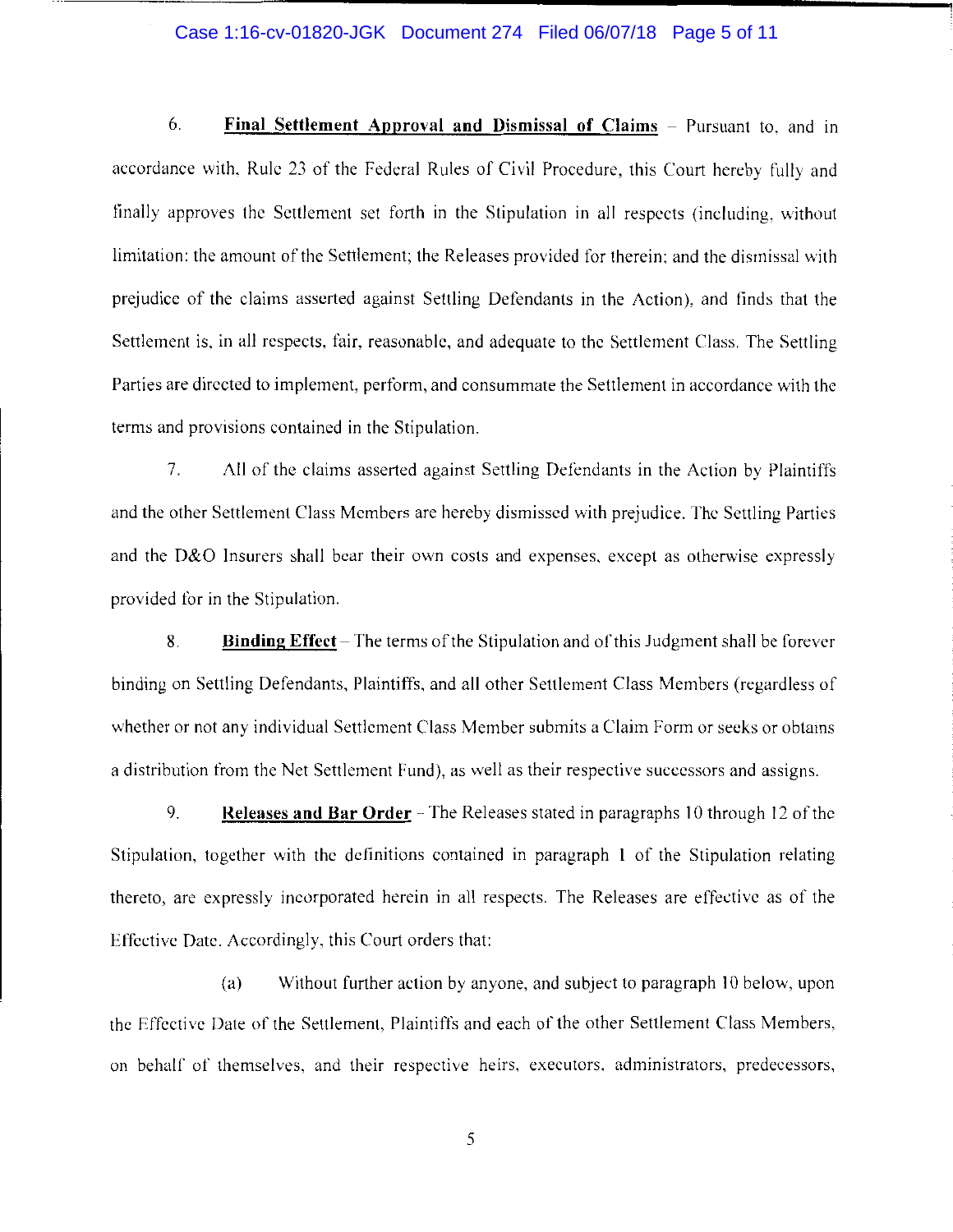6. **Final Settlement Approval and Dismissal of Claims** – Pursuant to, and in accordance with, Rule 23 of the Federal Rules of Civil Procedure, this Court hereby fully and finally approves the Settlement set forth in the Stipulation in all respects (including, without limitation: the amount of the Settlement; the Releases provided for therein; and the dismissal with prejudice of the claims asserted against Settling Defendants in the Action), and finds that the Settlement is, in all respects, fair, reasonable, and adequate to the Settlement Class. The Settling Parties are directed to implement, perform, and consummate the Settlement in accordance with the terms and provisions contained in the Stipulation.

7. All of the claims asserted against Settling Defendants in the Action by Plaintiffs and the other Settlement Class Members are hereby dismissed with prejudice. The Settling Parties and the D&O Insurers shall bear their own costs and expenses, except as otherwise expressly provided for in the Stipulation.

8. **Binding Effect** – The terms of the Stipulation and of this Judgment shall be forever binding on Settling Defendants, Plaintiffs, and all other Settlement Class Members (regardless of whether or not any individual Settlement Class Member submits a Claim Form or seeks or obtains a distribution from the Net Settlement Fund), as well as their respective successors and assigns.

9. **Releases and Bar Order** – The Releases stated in paragraphs 10 through 12 of the Stipulation, together with the definitions contained in paragraph 1 of the Stipulation relating thereto, are expressly incorporated herein in all respects. The Releases are effective as of the Effective Date. Accordingly, this Court orders that:

(a) Without further action by anyone, and subject to paragraph 10 below, upon the Effective Date of the Settlement, Plaintiffs and each of the other Settlement Class Members, on behalf of themselves, and their respective heirs, executors, administrators, predecessors,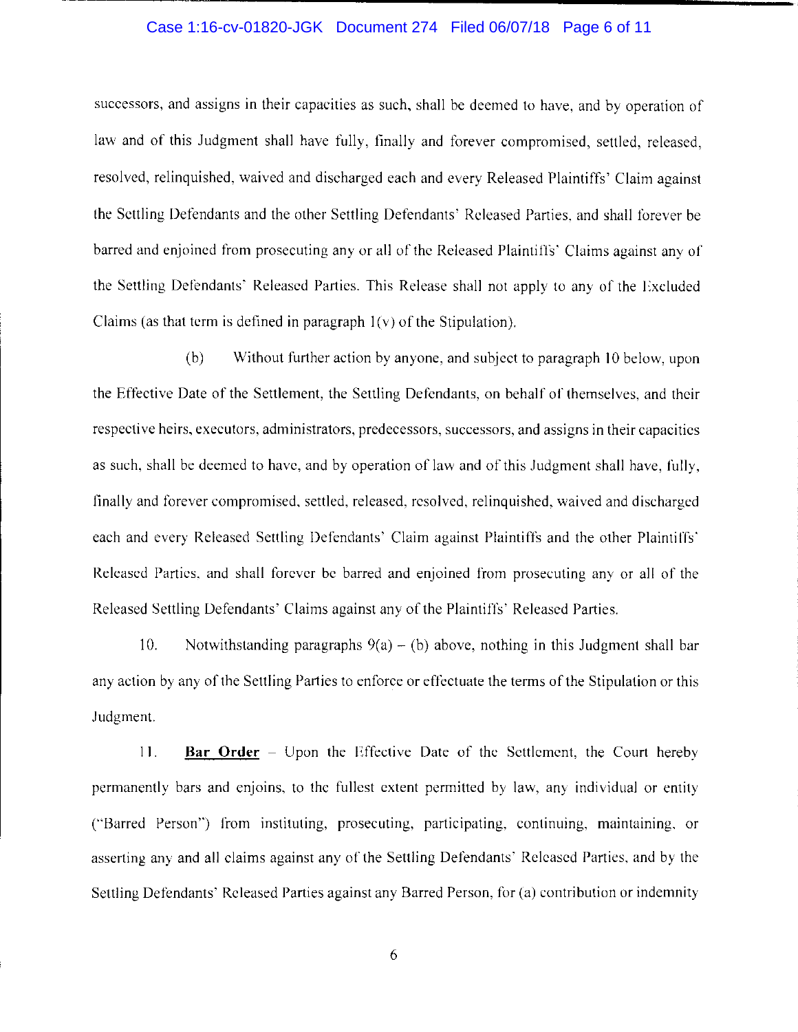successors, and assigns in their capacities as such, shall be deemed to have, and by operation of law and of this Judgment shall have fully, finally and forever compromised, settled, released, resolved, relinquished, waived and discharged each and every Released Plaintiffs' Claim against the Settling Defendants and the other Settling Defendants' Released Parties, and shall forever be barred and enjoined from prosecuting any or all of the Released Plaintiffs' Claims against any of the Settling Defendants' Released Parties. This Release shall not apply to any of the Excluded Claims (as that term is defined in paragraph 1(v) of the Stipulation).

(b) Without further action by anyone, and subject to paragraph 10 below, upon the Effective Date of the Settlement, the Settling Defendants, on behalf of themselves, and their respective heirs, executors, administrators, predecessors, successors, and assigns in their capacities as such, shall be deemed to have, and by operation of law and of this Judgment shall have, fully, finally and forever compromised, settled, released, resolved, relinquished, waived and discharged each and every Released Settling Defendants' Claim against Plaintiffs and the other Plaintiffs' Released Parties, and shall forever be barred and enjoined from prosecuting any or all of the Released Settling Defendants' Claims against any of the Plaintiffs' Released Parties.

10. Notwithstanding paragraphs 9(a) – (b) above, nothing in this Judgment shall bar any action by any of the Settling Parties to enforce or effectuate the terms of the Stipulation or this Judgment.

11. **Bar Order** – Upon the Effective Date of the Settlement, the Court hereby permanently bars and enjoins, to the fullest extent permitted by law, any individual or entity ("Barred Person") from instituting, prosecuting, participating, continuing, maintaining, or asserting any and all claims against any of the Settling Defendants' Released Parties, and by the Settling Defendants' Released Parties against any Barred Person, for (a) contribution or indemnity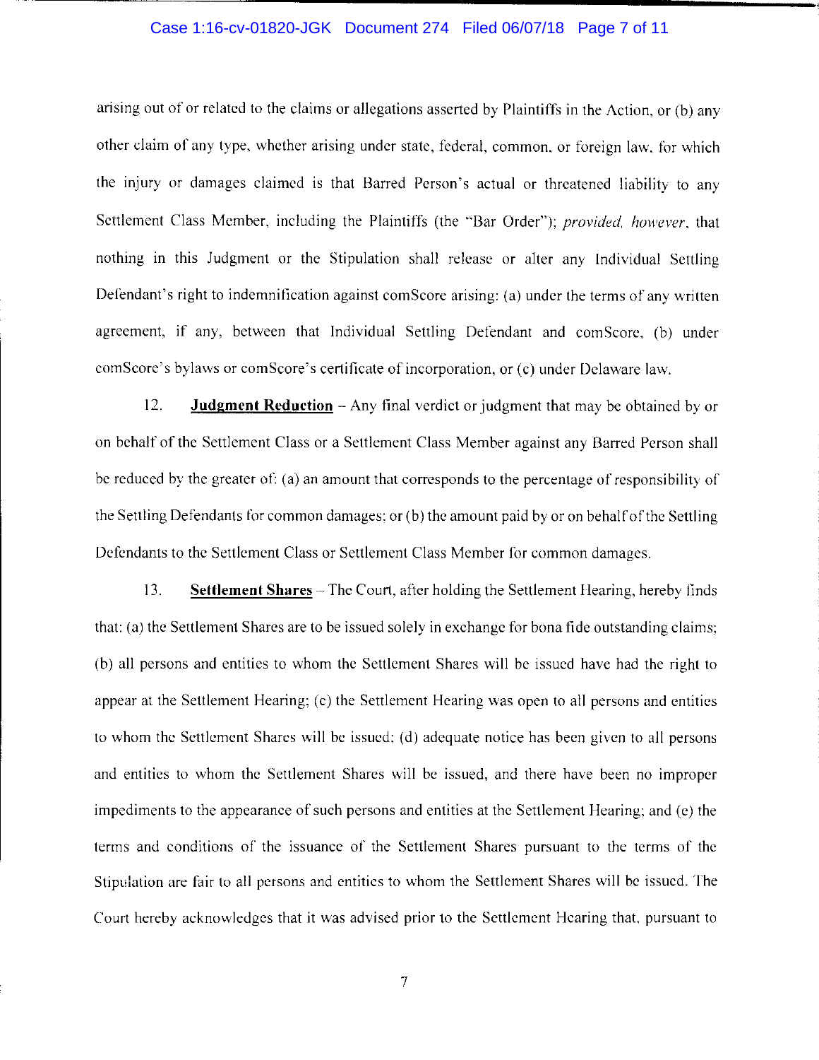arising out of or related to the claims or allegations asserted by Plaintiffs in the Action, or (b) any other claim of any type, whether arising under state, federal, common, or foreign law, for which the injury or damages claimed is that Barred Person's actual or threatened liability to any Settlement Class Member, including the Plaintiffs (the "Bar Order"); *provided, however*, that nothing in this Judgment or the Stipulation shall release or alter any Individual Settling Defendant's right to indemnification against comScore arising: (a) under the terms of any written agreement, if any, between that Individual Settling Defendant and comScore, (b) under comScore's bylaws or comScore's certificate of incorporation, or (c) under Delaware law.

12. **Judgment Reduction** – Any final verdict or judgment that may be obtained by or on behalf of the Settlement Class or a Settlement Class Member against any Barred Person shall be reduced by the greater of: (a) an amount that corresponds to the percentage of responsibility of the Settling Defendants for common damages; or (b) the amount paid by or on behalf of the Settling Defendants to the Settlement Class or Settlement Class Member for common damages.

13. **Settlement Shares** – The Court, after holding the Settlement Hearing, hereby finds that: (a) the Settlement Shares are to be issued solely in exchange for bona fide outstanding claims; (b) all persons and entities to whom the Settlement Shares will be issued have had the right to appear at the Settlement Hearing; (c) the Settlement Hearing was open to all persons and entities to whom the Settlement Shares will be issued; (d) adequate notice has been given to all persons and entities to whom the Settlement Shares will be issued, and there have been no improper impediments to the appearance of such persons and entities at the Settlement Hearing; and (e) the terms and conditions of the issuance of the Settlement Shares pursuant to the terms of the Stipulation are fair to all persons and entities to whom the Settlement Shares will be issued. The Court hereby acknowledges that it was advised prior to the Settlement Hearing that, pursuant to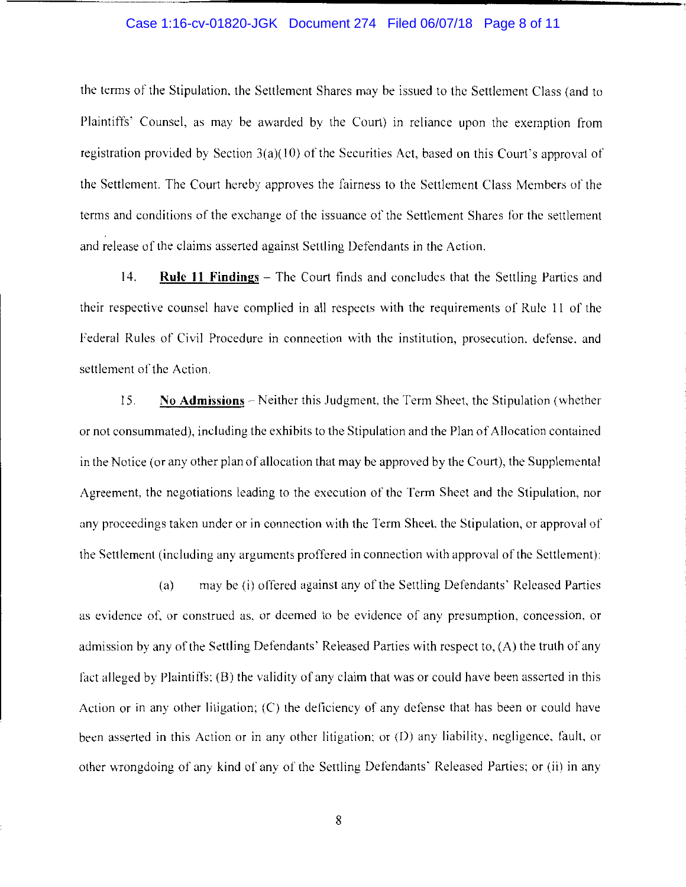the terms of the Stipulation, the Settlement Shares may be issued to the Settlement Class (and to Plaintiffs' Counsel, as may be awarded by the Court) in reliance upon the exemption from registration provided by Section 3(a)(10) of the Securities Act, based on this Court's approval of the Settlement. The Court hereby approves the fairness to the Settlement Class Members of the terms and conditions of the exchange of the issuance of the Settlement Shares for the settlement and release of the claims asserted against Settling Defendants in the Action.

14. **Rule 11 Findings** – The Court finds and concludes that the Settling Parties and their respective counsel have complied in all respects with the requirements of Rule 11 of the Federal Rules of Civil Procedure in connection with the institution, prosecution, defense, and settlement of the Action.

15. **No Admissions** – Neither this Judgment, the Term Sheet, the Stipulation (whether or not consummated), including the exhibits to the Stipulation and the Plan of Allocation contained in the Notice (or any other plan of allocation that may be approved by the Court), the Supplemental Agreement, the negotiations leading to the execution of the Term Sheet and the Stipulation, nor any proceedings taken under or in connection with the Term Sheet, the Stipulation, or approval of the Settlement (including any arguments proffered in connection with approval of the Settlement):

(a) may be (i) offered against any of the Settling Defendants' Released Parties as evidence of, or construed as, or deemed to be evidence of any presumption, concession, or admission by any of the Settling Defendants' Released Parties with respect to, (A) the truth of any fact alleged by Plaintiffs; (B) the validity of any claim that was or could have been asserted in this Action or in any other litigation; (C) the deficiency of any defense that has been or could have been asserted in this Action or in any other litigation; or (D) any liability, negligence, fault, or other wrongdoing of any kind of any of the Settling Defendants' Released Parties; or (ii) in any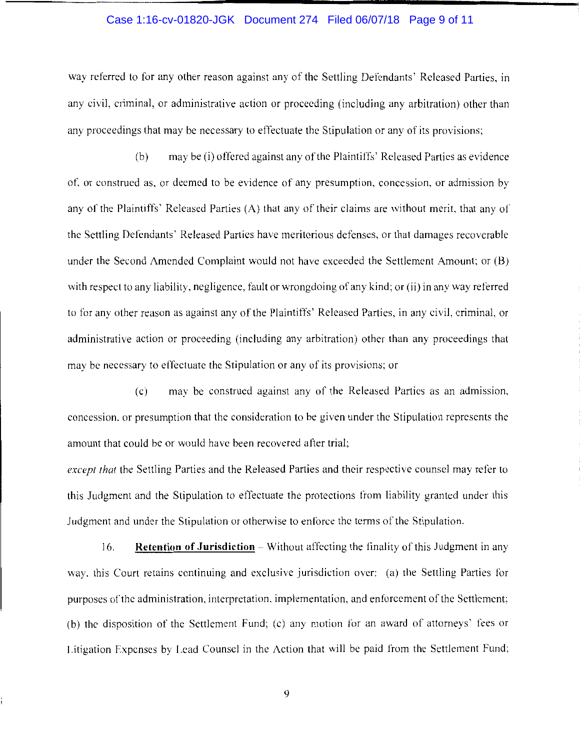way referred to for any other reason against any of the Settling Defendants' Released Parties, in any civil, criminal, or administrative action or proceeding (including any arbitration) other than any proceedings that may be necessary to effectuate the Stipulation or any of its provisions;

(b) may be (i) offered against any of the Plaintiffs' Released Parties as evidence of, or construed as, or deemed to be evidence of any presumption, concession, or admission by any of the Plaintiffs' Released Parties (A) that any of their claims are without merit, that any of the Settling Defendants' Released Parties have meritorious defenses, or that damages recoverable under the Second Amended Complaint would not have exceeded the Settlement Amount; or (B) with respect to any liability, negligence, fault or wrongdoing of any kind; or (ii) in any way referred to for any other reason as against any of the Plaintiffs' Released Parties, in any civil, criminal, or administrative action or proceeding (including any arbitration) other than any proceedings that may be necessary to effectuate the Stipulation or any of its provisions; or

(c) may be construed against any of the Released Parties as an admission, concession, or presumption that the consideration to be given under the Stipulation represents the amount that could be or would have been recovered after trial;

*except that* the Settling Parties and the Released Parties and their respective counsel may refer to this Judgment and the Stipulation to effectuate the protections from liability granted under this Judgment and under the Stipulation or otherwise to enforce the terms of the Stipulation.

16. **Retention of Jurisdiction** – Without affecting the finality of this Judgment in any way, this Court retains continuing and exclusive jurisdiction over: (a) the Settling Parties for purposes of the administration, interpretation, implementation, and enforcement of the Settlement; (b) the disposition of the Settlement Fund; (c) any motion for an award of attorneys' fees or Litigation Expenses by Lead Counsel in the Action that will be paid from the Settlement Fund;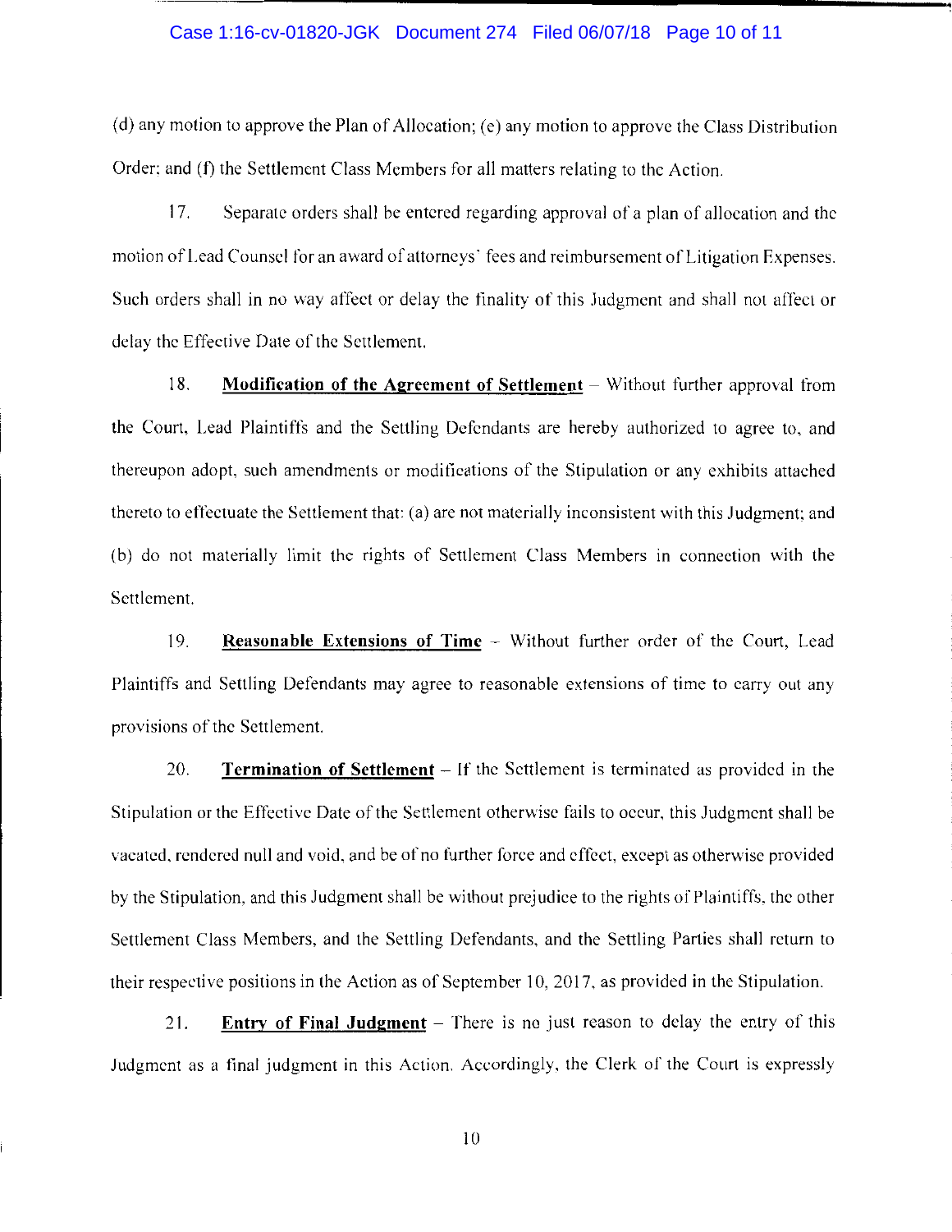(d) any motion to approve the Plan of Allocation; (e) any motion to approve the Class Distribution Order; and (f) the Settlement Class Members for all matters relating to the Action.

17. Separate orders shall be entered regarding approval of a plan of allocation and the motion of Lead Counsel for an award of attorneys' fees and reimbursement of Litigation Expenses. Such orders shall in no way affect or delay the finality of this Judgment and shall not affect or delay the Effective Date of the Settlement.

18. **Modification of the Agreement of Settlement** – Without further approval from the Court, Lead Plaintiffs and the Settling Defendants are hereby authorized to agree to, and thereupon adopt, such amendments or modifications of the Stipulation or any exhibits attached thereto to effectuate the Settlement that: (a) are not materially inconsistent with this Judgment; and (b) do not materially limit the rights of Settlement Class Members in connection with the Settlement.

19. **Reasonable Extensions of Time** – Without further order of the Court, Lead Plaintiffs and Settling Defendants may agree to reasonable extensions of time to carry out any provisions of the Settlement.

20. **Termination of Settlement** – If the Settlement is terminated as provided in the Stipulation or the Effective Date of the Settlement otherwise fails to occur, this Judgment shall be vacated, rendered null and void, and be of no further force and effect, except as otherwise provided by the Stipulation, and this Judgment shall be without prejudice to the rights of Plaintiffs, the other Settlement Class Members, and the Settling Defendants, and the Settling Parties shall return to their respective positions in the Action as of September 10, 2017, as provided in the Stipulation.

21. **Entry of Final Judgment** – There is no just reason to delay the entry of this Judgment as a final judgment in this Action. Accordingly, the Clerk of the Court is expressly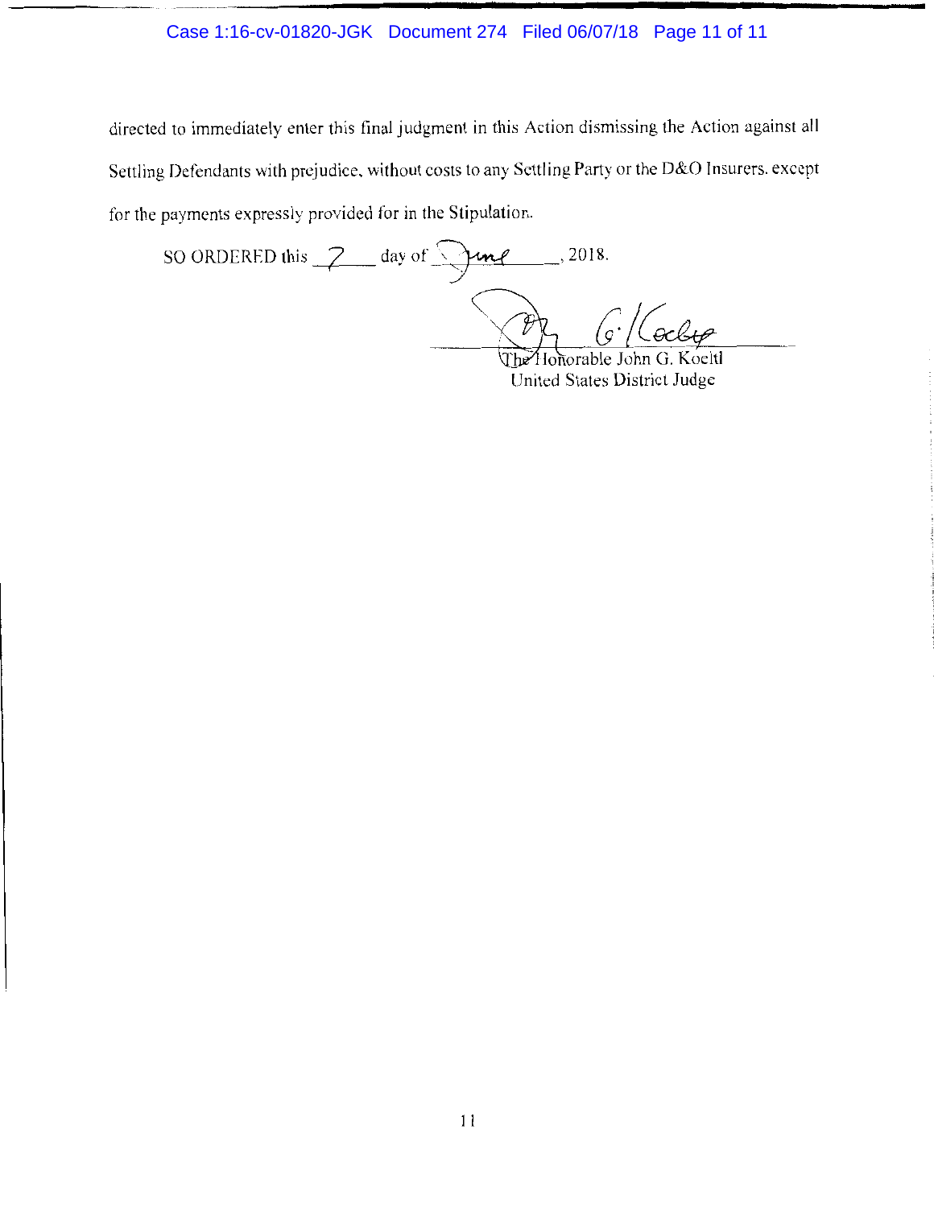directed to immediately enter this final judgment in this Action dismissing the Action against all Settling Defendants with prejudice, without costs to any Settling Party or the D&O Insurers, except for the payments expressly provided for in the Stipulation.

SO ORDERED this 7 day of June, 2018.

The Honorable John G. Koeltl
United States District Judge